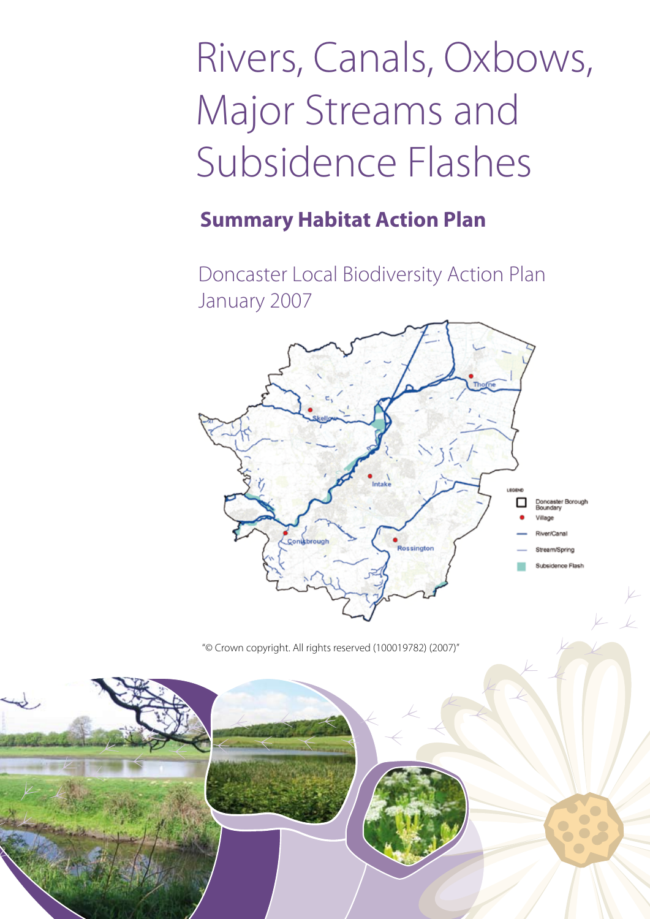# Rivers, Canals, Oxbows, Major Streams and Subsidence Flashes

## Summary Habitat Action Plan

Doncaster Local Biodiversity Action Plan
January 2007

"© Crown copyright. All rights reserved (100019782) (2007)"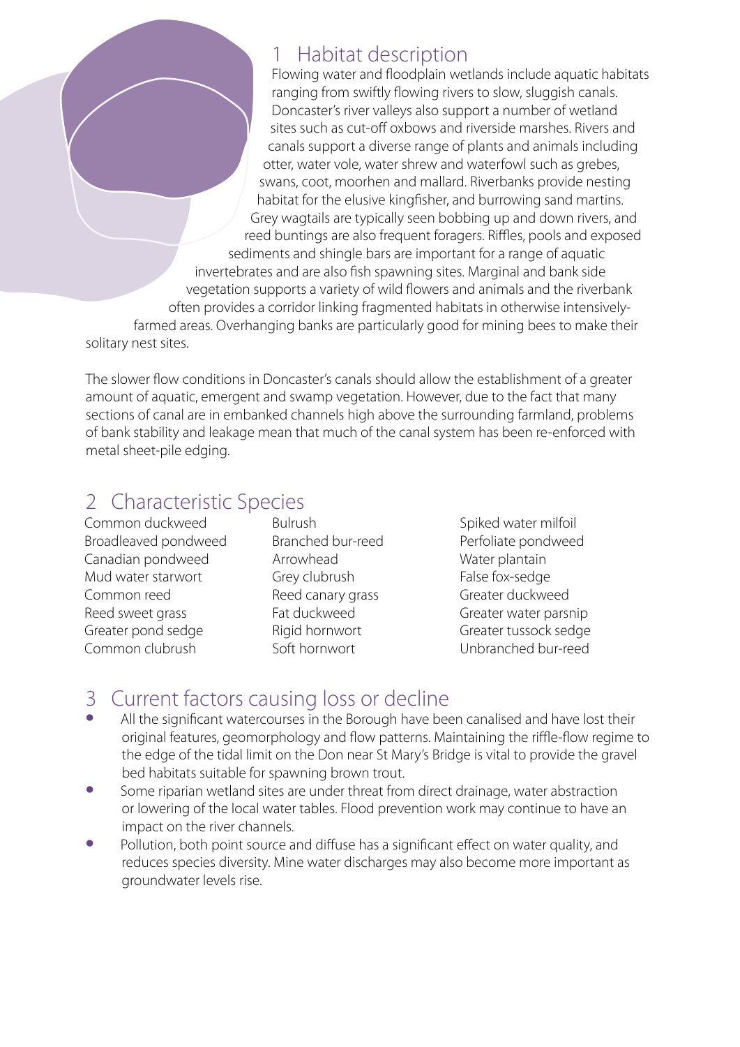## 1 Habitat description

Flowing water and floodplain wetlands include aquatic habitats ranging from swiftly flowing rivers to slow, sluggish canals. Doncaster's river valleys also support a number of wetland sites such as cut-off oxbows and riverside marshes. Rivers and canals support a diverse range of plants and animals including otter, water vole, water shrew and waterfowl such as grebes, swans, coot, moorhen and mallard. Riverbanks provide nesting habitat for the elusive kingfisher, and burrowing sand martins. Grey wagtails are typically seen bobbing up and down rivers, and reed buntings are also frequent foragers. Riffles, pools and exposed sediments and shingle bars are important for a range of aquatic invertebrates and are also fish spawning sites. Marginal and bank side vegetation supports a variety of wild flowers and animals and the riverbank often provides a corridor linking fragmented habitats in otherwise intensively-farmed areas. Overhanging banks are particularly good for mining bees to make their solitary nest sites.

The slower flow conditions in Doncaster's canals should allow the establishment of a greater amount of aquatic, emergent and swamp vegetation. However, due to the fact that many sections of canal are in embanked channels high above the surrounding farmland, problems of bank stability and leakage mean that much of the canal system has been re-enforced with metal sheet-pile edging.

## 2 Characteristic Species

Common duckweed
Broadleaved pondweed
Canadian pondweed
Mud water starwort
Common reed
Reed sweet grass
Greater pond sedge
Common clubrush
Bulrush
Branched bur-reed
Arrowhead
Grey clubrush
Reed canary grass
Fat duckweed
Rigid hornwort
Soft hornwort
Spiked water milfoil
Perfoliate pondweed
Water plantain
False fox-sedge
Greater duckweed
Greater water parsnip
Greater tussock sedge
Unbranched bur-reed

## 3 Current factors causing loss or decline

- All the significant watercourses in the Borough have been canalised and have lost their original features, geomorphology and flow patterns. Maintaining the riffle-flow regime to the edge of the tidal limit on the Don near St Mary's Bridge is vital to provide the gravel bed habitats suitable for spawning brown trout.
- Some riparian wetland sites are under threat from direct drainage, water abstraction or lowering of the local water tables. Flood prevention work may continue to have an impact on the river channels.
- Pollution, both point source and diffuse has a significant effect on water quality, and reduces species diversity. Mine water discharges may also become more important as groundwater levels rise.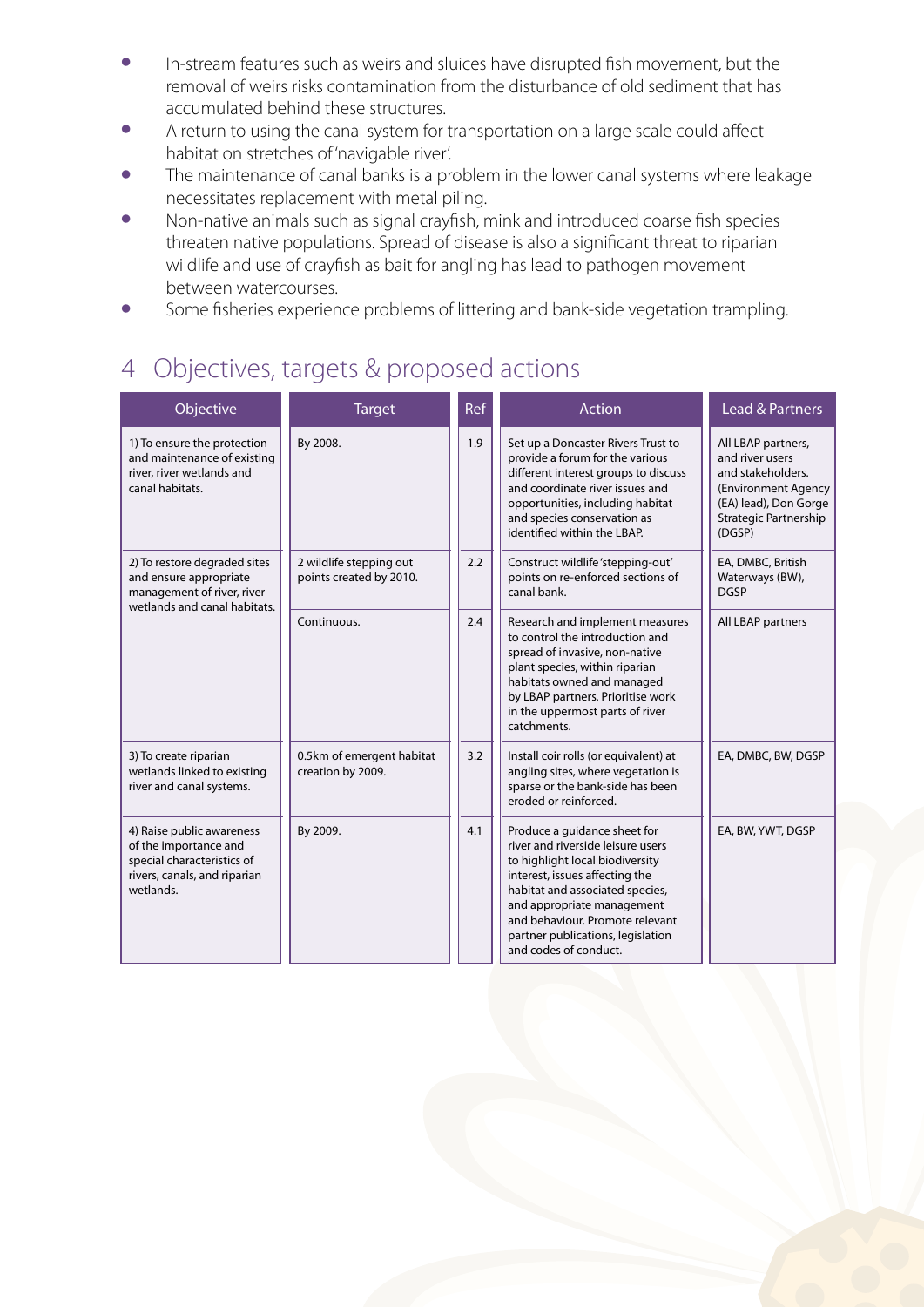- In-stream features such as weirs and sluices have disrupted fish movement, but the removal of weirs risks contamination from the disturbance of old sediment that has accumulated behind these structures.
- A return to using the canal system for transportation on a large scale could affect habitat on stretches of 'navigable river'.
- The maintenance of canal banks is a problem in the lower canal systems where leakage necessitates replacement with metal piling.
- Non-native animals such as signal crayfish, mink and introduced coarse fish species threaten native populations. Spread of disease is also a significant threat to riparian wildlife and use of crayfish as bait for angling has lead to pathogen movement between watercourses.
- Some fisheries experience problems of littering and bank-side vegetation trampling.

## 4 Objectives, targets & proposed actions

| Objective | Target | Ref | Action | Lead & Partners |
|---|---|---|---|---|
| 1) To ensure the protection and maintenance of existing river, river wetlands and canal habitats. | By 2008. | 1.9 | Set up a Doncaster Rivers Trust to provide a forum for the various different interest groups to discuss and coordinate river issues and opportunities, including habitat and species conservation as identified within the LBAP. | All LBAP partners, and river users and stakeholders. (Environment Agency (EA) lead), Don Gorge Strategic Partnership (DGSP) |
| 2) To restore degraded sites and ensure appropriate management of river, river wetlands and canal habitats. | 2 wildlife stepping out points created by 2010. | 2.2 | Construct wildlife 'stepping-out' points on re-enforced sections of canal bank. | EA, DMBC, British Waterways (BW), DGSP |
| | Continuous. | 2.4 | Research and implement measures to control the introduction and spread of invasive, non-native plant species, within riparian habitats owned and managed by LBAP partners. Prioritise work in the uppermost parts of river catchments. | All LBAP partners |
| 3) To create riparian wetlands linked to existing river and canal systems. | 0.5km of emergent habitat creation by 2009. | 3.2 | Install coir rolls (or equivalent) at angling sites, where vegetation is sparse or the bank-side has been eroded or reinforced. | EA, DMBC, BW, DGSP |
| 4) Raise public awareness of the importance and special characteristics of rivers, canals, and riparian wetlands. | By 2009. | 4.1 | Produce a guidance sheet for river and riverside leisure users to highlight local biodiversity interest, issues affecting the habitat and associated species, and appropriate management and behaviour. Promote relevant partner publications, legislation and codes of conduct. | EA, BW, YWT, DGSP |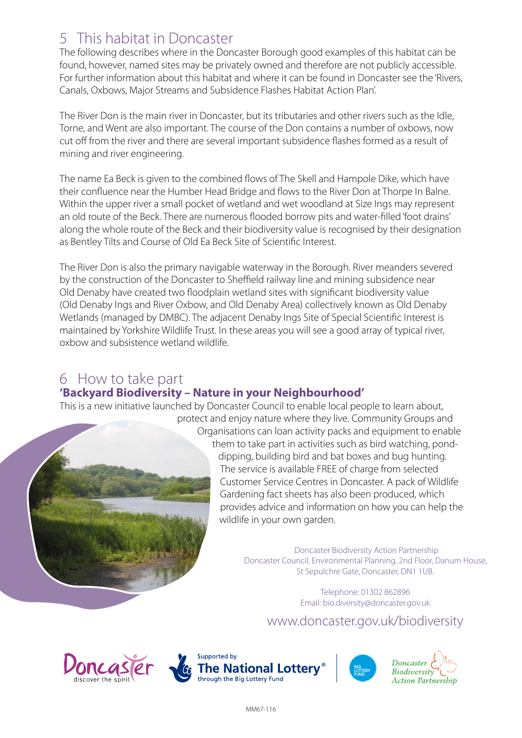## 5 This habitat in Doncaster

The following describes where in the Doncaster Borough good examples of this habitat can be found, however, named sites may be privately owned and therefore are not publicly accessible. For further information about this habitat and where it can be found in Doncaster see the 'Rivers, Canals, Oxbows, Major Streams and Subsidence Flashes Habitat Action Plan'.

The River Don is the main river in Doncaster, but its tributaries and other rivers such as the Idle, Torne, and Went are also important. The course of the Don contains a number of oxbows, now cut off from the river and there are several important subsidence flashes formed as a result of mining and river engineering.

The name Ea Beck is given to the combined flows of The Skell and Hampole Dike, which have their confluence near the Humber Head Bridge and flows to the River Don at Thorpe In Balne. Within the upper river a small pocket of wetland and wet woodland at Size Ings may represent an old route of the Beck. There are numerous flooded borrow pits and water-filled 'foot drains' along the whole route of the Beck and their biodiversity value is recognised by their designation as Bentley Tilts and Course of Old Ea Beck Site of Scientific Interest.

The River Don is also the primary navigable waterway in the Borough. River meanders severed by the construction of the Doncaster to Sheffield railway line and mining subsidence near Old Denaby have created two floodplain wetland sites with significant biodiversity value (Old Denaby Ings and River Oxbow, and Old Denaby Area) collectively known as Old Denaby Wetlands (managed by DMBC). The adjacent Denaby Ings Site of Special Scientific Interest is maintained by Yorkshire Wildlife Trust. In these areas you will see a good array of typical river, oxbow and subsistence wetland wildlife.

## 6 How to take part

### 'Backyard Biodiversity – Nature in your Neighbourhood'

This is a new initiative launched by Doncaster Council to enable local people to learn about, protect and enjoy nature where they live. Community Groups and Organisations can loan activity packs and equipment to enable them to take part in activities such as bird watching, pond-dipping, building bird and bat boxes and bug hunting. The service is available FREE of charge from selected Customer Service Centres in Doncaster. A pack of Wildlife Gardening fact sheets has also been produced, which provides advice and information on how you can help the wildlife in your own garden.

Doncaster Biodiversity Action Partnership
Doncaster Council, Environmental Planning, 2nd Floor, Danum House,
St Sepulchre Gate, Doncaster, DN1 1UB.

Telephone: 01302 862896
Email: bio.diversity@doncaster.gov.uk

www.doncaster.gov.uk/biodiversity

Doncaster discover the spirit

Supported by The National Lottery® through the Big Lottery Fund

Big Lottery Fund

Doncaster Biodiversity Action Partnership

MM67-116